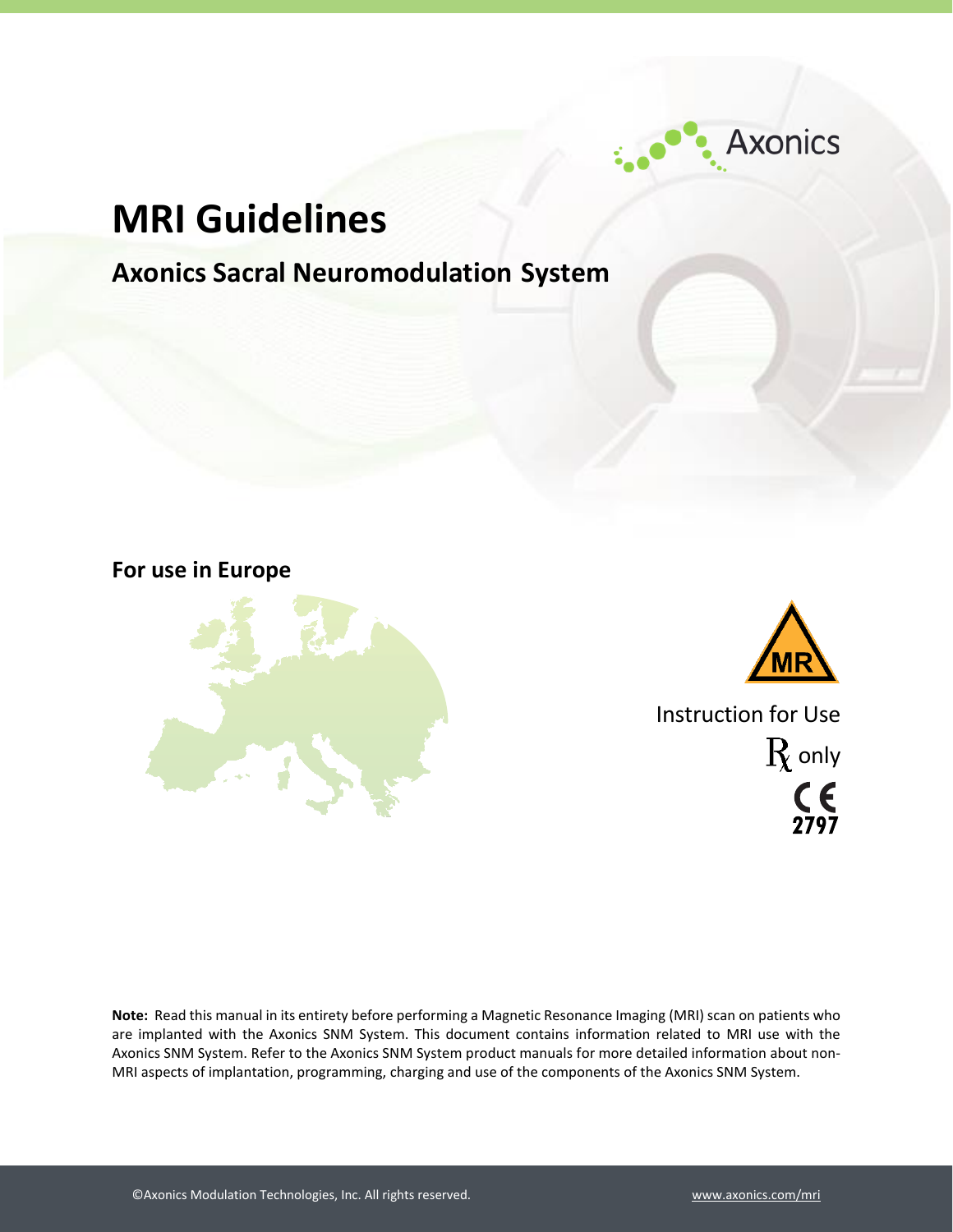Axonics

# MRI Guidelines

## Axonics Sacral Neuromodulation System

### For use in Europe

MR

Instruction for Use

Rx only

CE 2797

**Note:** Read this manual in its entirety before performing a Magnetic Resonance Imaging (MRI) scan on patients who are implanted with the Axonics SNM System. This document contains information related to MRI use with the Axonics SNM System. Refer to the Axonics SNM System product manuals for more detailed information about non-MRI aspects of implantation, programming, charging and use of the components of the Axonics SNM System.

©Axonics Modulation Technologies, Inc. All rights reserved.

www.axonics.com/mri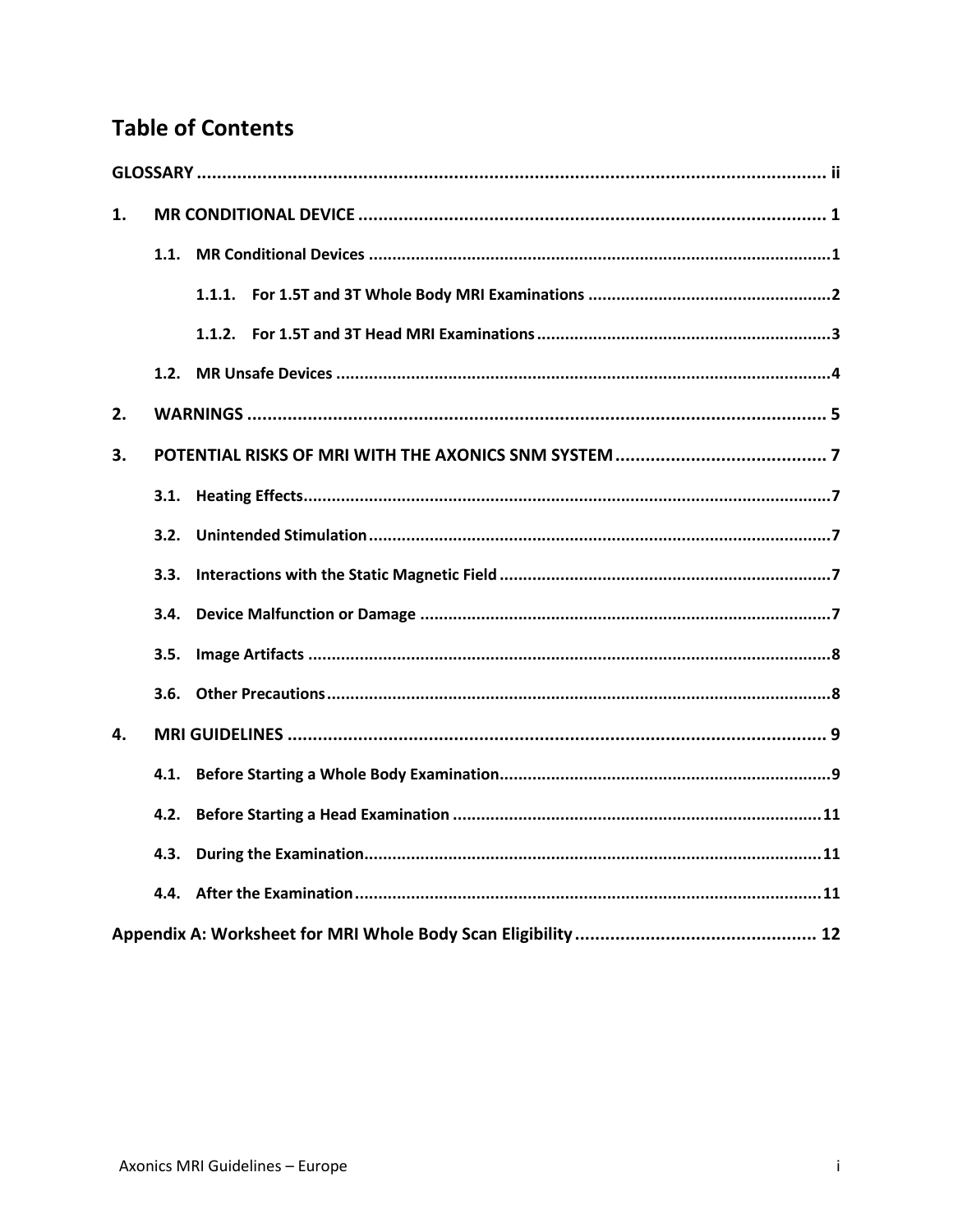# Table of Contents

GLOSSARY ..... ii

1. MR CONDITIONAL DEVICE ..... 1
   - 1.1. MR Conditional Devices ..... 1
     - 1.1.1. For 1.5T and 3T Whole Body MRI Examinations ..... 2
     - 1.1.2. For 1.5T and 3T Head MRI Examinations ..... 3
   - 1.2. MR Unsafe Devices ..... 4
2. WARNINGS ..... 5
3. POTENTIAL RISKS OF MRI WITH THE AXONICS SNM SYSTEM ..... 7
   - 3.1. Heating Effects ..... 7
   - 3.2. Unintended Stimulation ..... 7
   - 3.3. Interactions with the Static Magnetic Field ..... 7
   - 3.4. Device Malfunction or Damage ..... 7
   - 3.5. Image Artifacts ..... 8
   - 3.6. Other Precautions ..... 8
4. MRI GUIDELINES ..... 9
   - 4.1. Before Starting a Whole Body Examination ..... 9
   - 4.2. Before Starting a Head Examination ..... 11
   - 4.3. During the Examination ..... 11
   - 4.4. After the Examination ..... 11

Appendix A: Worksheet for MRI Whole Body Scan Eligibility ..... 12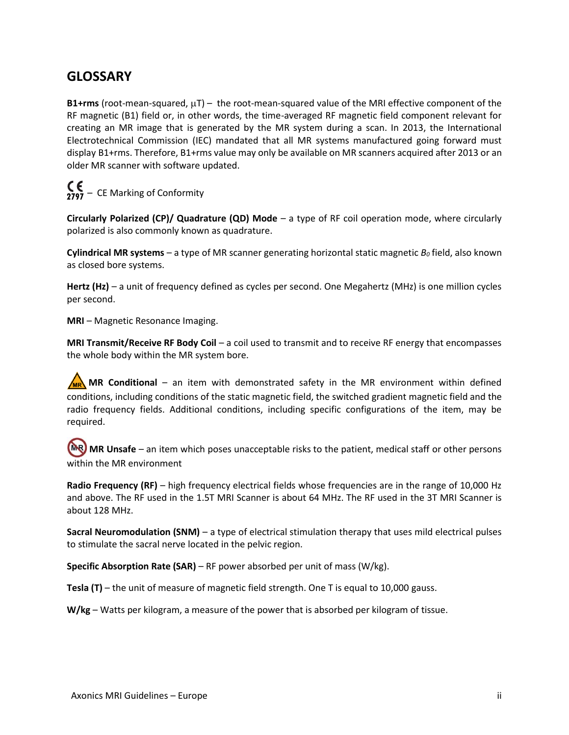# GLOSSARY

**B1+rms** (root-mean-squared, μT) – the root-mean-squared value of the MRI effective component of the RF magnetic (B1) field or, in other words, the time-averaged RF magnetic field component relevant for creating an MR image that is generated by the MR system during a scan. In 2013, the International Electrotechnical Commission (IEC) mandated that all MR systems manufactured going forward must display B1+rms. Therefore, B1+rms value may only be available on MR scanners acquired after 2013 or an older MR scanner with software updated.

CE 2797 – CE Marking of Conformity

**Circularly Polarized (CP)/ Quadrature (QD) Mode** – a type of RF coil operation mode, where circularly polarized is also commonly known as quadrature.

**Cylindrical MR systems** – a type of MR scanner generating horizontal static magnetic $B_0$ field, also known as closed bore systems.

**Hertz (Hz)** – a unit of frequency defined as cycles per second. One Megahertz (MHz) is one million cycles per second.

**MRI** – Magnetic Resonance Imaging.

**MRI Transmit/Receive RF Body Coil** – a coil used to transmit and to receive RF energy that encompasses the whole body within the MR system bore.

**MR Conditional** – an item with demonstrated safety in the MR environment within defined conditions, including conditions of the static magnetic field, the switched gradient magnetic field and the radio frequency fields. Additional conditions, including specific configurations of the item, may be required.

**MR Unsafe** – an item which poses unacceptable risks to the patient, medical staff or other persons within the MR environment

**Radio Frequency (RF)** – high frequency electrical fields whose frequencies are in the range of 10,000 Hz and above. The RF used in the 1.5T MRI Scanner is about 64 MHz. The RF used in the 3T MRI Scanner is about 128 MHz.

**Sacral Neuromodulation (SNM)** – a type of electrical stimulation therapy that uses mild electrical pulses to stimulate the sacral nerve located in the pelvic region.

**Specific Absorption Rate (SAR)** – RF power absorbed per unit of mass (W/kg).

**Tesla (T)** – the unit of measure of magnetic field strength. One T is equal to 10,000 gauss.

**W/kg** – Watts per kilogram, a measure of the power that is absorbed per kilogram of tissue.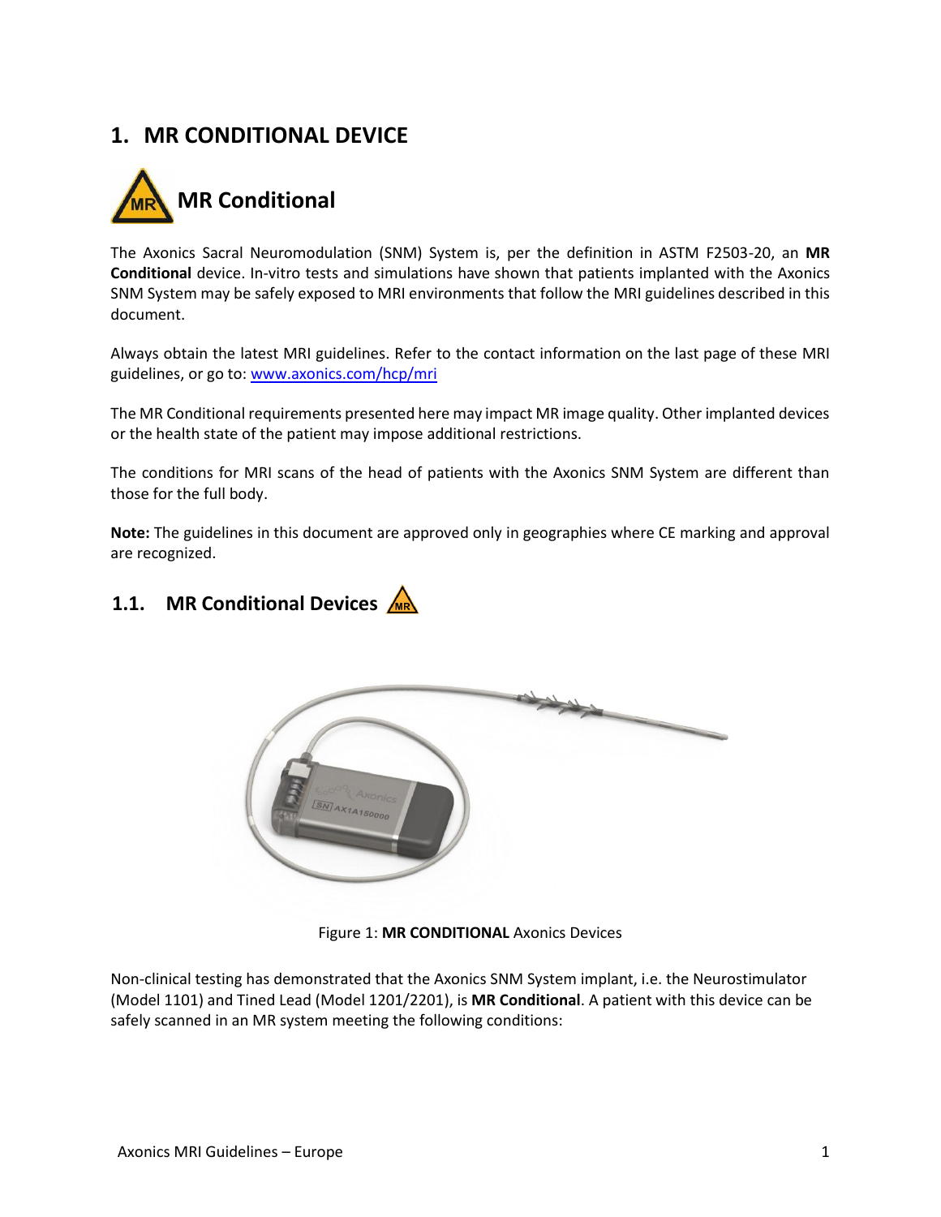# 1. MR CONDITIONAL DEVICE

## MR Conditional

The Axonics Sacral Neuromodulation (SNM) System is, per the definition in ASTM F2503-20, an **MR Conditional** device. In-vitro tests and simulations have shown that patients implanted with the Axonics SNM System may be safely exposed to MRI environments that follow the MRI guidelines described in this document.

Always obtain the latest MRI guidelines. Refer to the contact information on the last page of these MRI guidelines, or go to: www.axonics.com/hcp/mri

The MR Conditional requirements presented here may impact MR image quality. Other implanted devices or the health state of the patient may impose additional restrictions.

The conditions for MRI scans of the head of patients with the Axonics SNM System are different than those for the full body.

**Note:** The guidelines in this document are approved only in geographies where CE marking and approval are recognized.

## 1.1. MR Conditional Devices

Figure 1: **MR CONDITIONAL** Axonics Devices

Non-clinical testing has demonstrated that the Axonics SNM System implant, i.e. the Neurostimulator (Model 1101) and Tined Lead (Model 1201/2201), is **MR Conditional**. A patient with this device can be safely scanned in an MR system meeting the following conditions: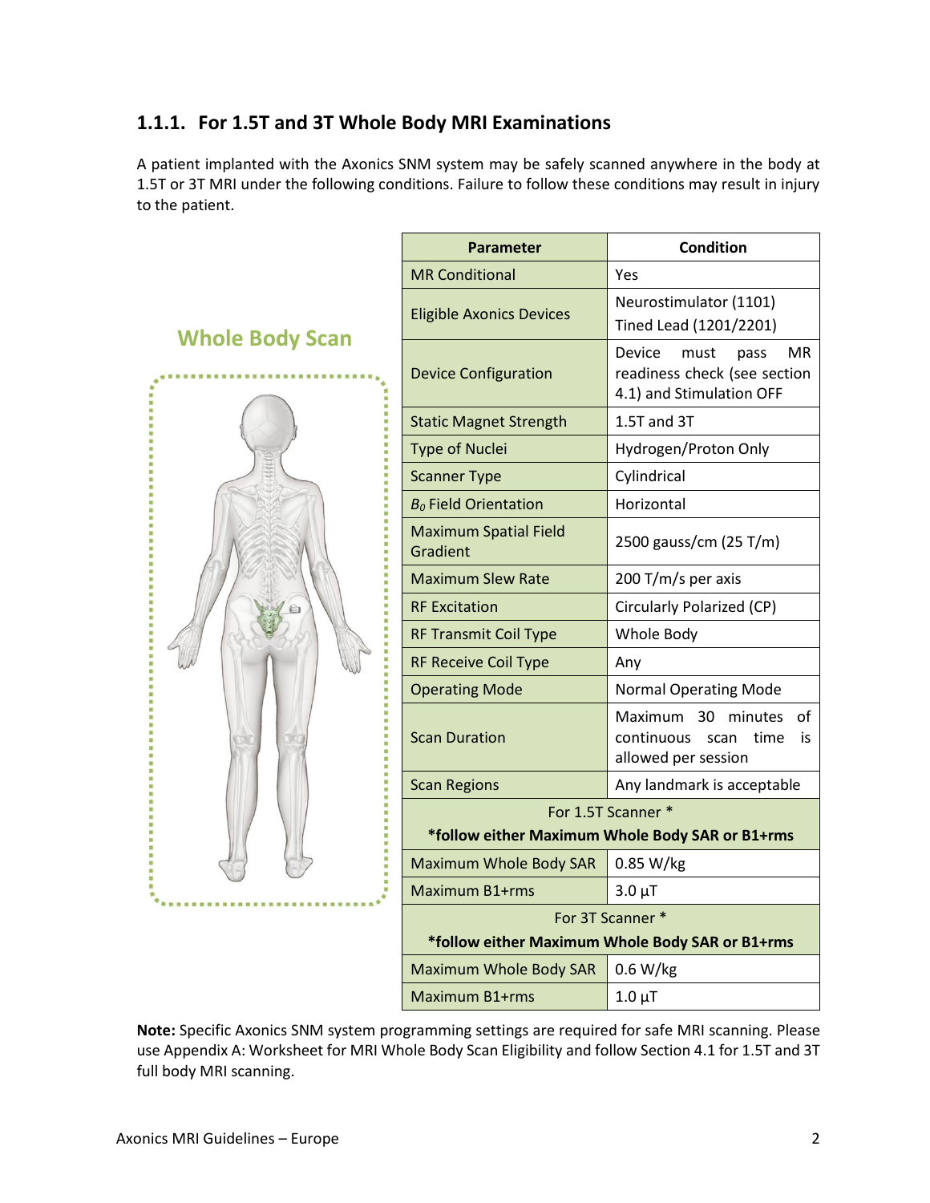### 1.1.1. For 1.5T and 3T Whole Body MRI Examinations

A patient implanted with the Axonics SNM system may be safely scanned anywhere in the body at 1.5T or 3T MRI under the following conditions. Failure to follow these conditions may result in injury to the patient.

**Whole Body Scan**

| Parameter | Condition |
|---|---|
| MR Conditional | Yes |
| Eligible Axonics Devices | Neurostimulator (1101)<br>Tined Lead (1201/2201) |
| Device Configuration | Device must pass MR readiness check (see section 4.1) and Stimulation OFF |
| Static Magnet Strength | 1.5T and 3T |
| Type of Nuclei | Hydrogen/Proton Only |
| Scanner Type | Cylindrical |
| $B_0$ Field Orientation | Horizontal |
| Maximum Spatial Field Gradient | 2500 gauss/cm (25 T/m) |
| Maximum Slew Rate | 200 T/m/s per axis |
| RF Excitation | Circularly Polarized (CP) |
| RF Transmit Coil Type | Whole Body |
| RF Receive Coil Type | Any |
| Operating Mode | Normal Operating Mode |
| Scan Duration | Maximum 30 minutes of continuous scan time is allowed per session |
| Scan Regions | Any landmark is acceptable |
| For 1.5T Scanner *<br>**\*follow either Maximum Whole Body SAR or B1+rms** | |
| Maximum Whole Body SAR | 0.85 W/kg |
| Maximum B1+rms | 3.0 µT |
| For 3T Scanner *<br>**\*follow either Maximum Whole Body SAR or B1+rms** | |
| Maximum Whole Body SAR | 0.6 W/kg |
| Maximum B1+rms | 1.0 µT |

**Note:** Specific Axonics SNM system programming settings are required for safe MRI scanning. Please use Appendix A: Worksheet for MRI Whole Body Scan Eligibility and follow Section 4.1 for 1.5T and 3T full body MRI scanning.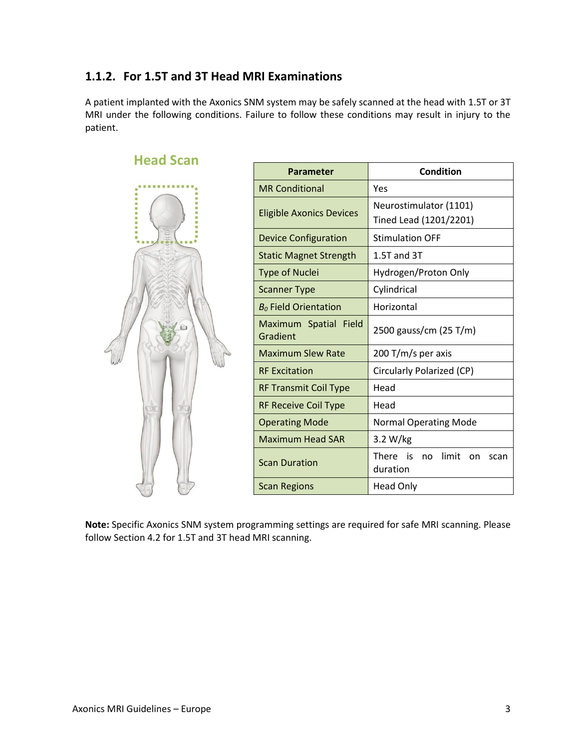### 1.1.2. For 1.5T and 3T Head MRI Examinations

A patient implanted with the Axonics SNM system may be safely scanned at the head with 1.5T or 3T MRI under the following conditions. Failure to follow these conditions may result in injury to the patient.

**Head Scan**

| Parameter | Condition |
|---|---|
| MR Conditional | Yes |
| Eligible Axonics Devices | Neurostimulator (1101)<br>Tined Lead (1201/2201) |
| Device Configuration | Stimulation OFF |
| Static Magnet Strength | 1.5T and 3T |
| Type of Nuclei | Hydrogen/Proton Only |
| Scanner Type | Cylindrical |
| $B_0$ Field Orientation | Horizontal |
| Maximum Spatial Field Gradient | 2500 gauss/cm (25 T/m) |
| Maximum Slew Rate | 200 T/m/s per axis |
| RF Excitation | Circularly Polarized (CP) |
| RF Transmit Coil Type | Head |
| RF Receive Coil Type | Head |
| Operating Mode | Normal Operating Mode |
| Maximum Head SAR | 3.2 W/kg |
| Scan Duration | There is no limit on scan duration |
| Scan Regions | Head Only |

**Note:** Specific Axonics SNM system programming settings are required for safe MRI scanning. Please follow Section 4.2 for 1.5T and 3T head MRI scanning.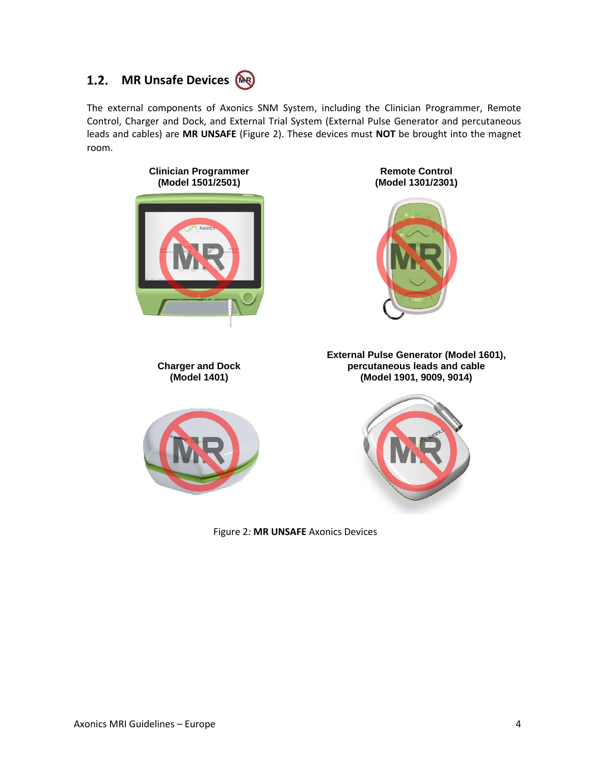## 1.2. MR Unsafe Devices

The external components of Axonics SNM System, including the Clinician Programmer, Remote Control, Charger and Dock, and External Trial System (External Pulse Generator and percutaneous leads and cables) are **MR UNSAFE** (Figure 2). These devices must **NOT** be brought into the magnet room.

**Clinician Programmer (Model 1501/2501)**

**Remote Control (Model 1301/2301)**

**Charger and Dock (Model 1401)**

**External Pulse Generator (Model 1601), percutaneous leads and cable (Model 1901, 9009, 9014)**

Figure 2*:* **MR UNSAFE** Axonics Devices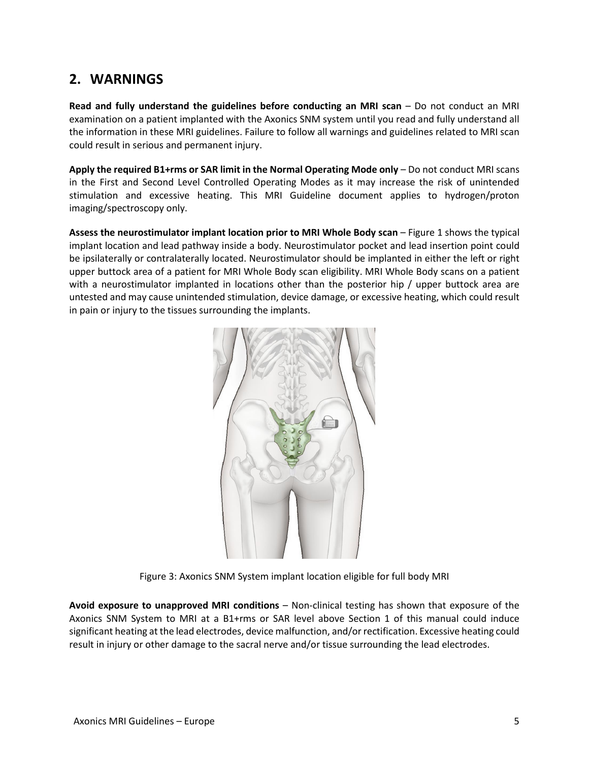## 2. WARNINGS

**Read and fully understand the guidelines before conducting an MRI scan** – Do not conduct an MRI examination on a patient implanted with the Axonics SNM system until you read and fully understand all the information in these MRI guidelines. Failure to follow all warnings and guidelines related to MRI scan could result in serious and permanent injury.

**Apply the required B1+rms or SAR limit in the Normal Operating Mode only** – Do not conduct MRI scans in the First and Second Level Controlled Operating Modes as it may increase the risk of unintended stimulation and excessive heating. This MRI Guideline document applies to hydrogen/proton imaging/spectroscopy only.

**Assess the neurostimulator implant location prior to MRI Whole Body scan** – Figure 1 shows the typical implant location and lead pathway inside a body. Neurostimulator pocket and lead insertion point could be ipsilaterally or contralaterally located. Neurostimulator should be implanted in either the left or right upper buttock area of a patient for MRI Whole Body scan eligibility. MRI Whole Body scans on a patient with a neurostimulator implanted in locations other than the posterior hip / upper buttock area are untested and may cause unintended stimulation, device damage, or excessive heating, which could result in pain or injury to the tissues surrounding the implants.

Figure 3: Axonics SNM System implant location eligible for full body MRI

**Avoid exposure to unapproved MRI conditions** – Non-clinical testing has shown that exposure of the Axonics SNM System to MRI at a B1+rms or SAR level above Section 1 of this manual could induce significant heating at the lead electrodes, device malfunction, and/or rectification. Excessive heating could result in injury or other damage to the sacral nerve and/or tissue surrounding the lead electrodes.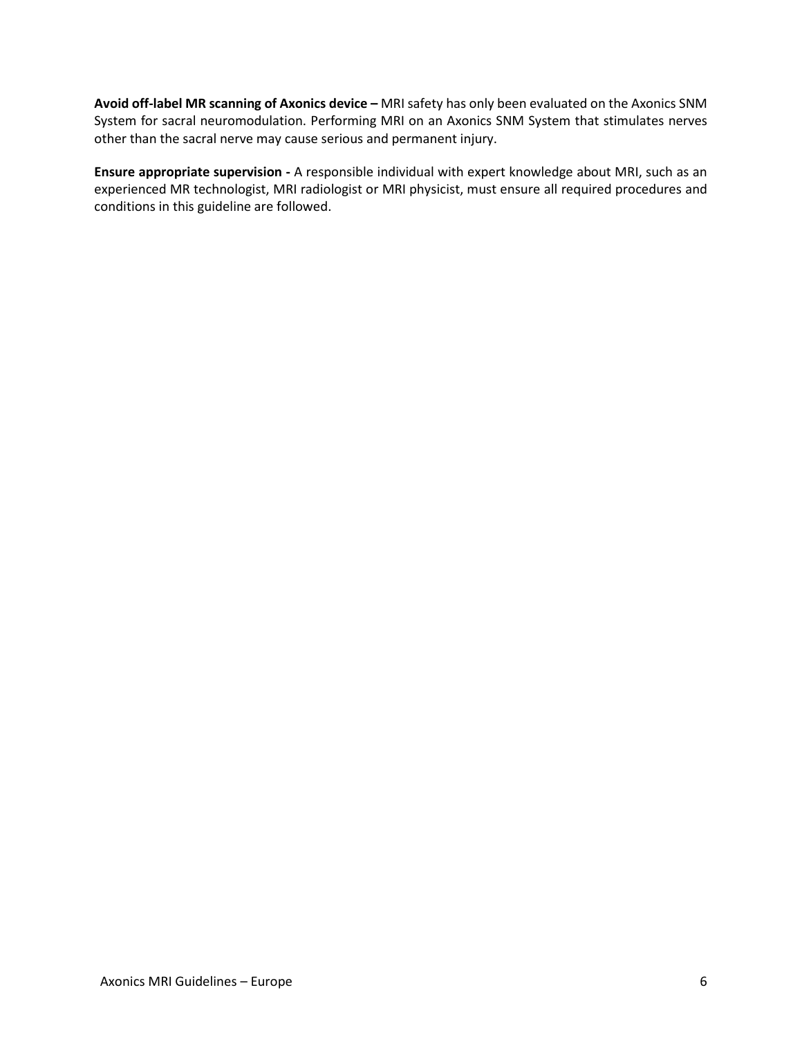**Avoid off-label MR scanning of Axonics device –** MRI safety has only been evaluated on the Axonics SNM System for sacral neuromodulation. Performing MRI on an Axonics SNM System that stimulates nerves other than the sacral nerve may cause serious and permanent injury.

**Ensure appropriate supervision -** A responsible individual with expert knowledge about MRI, such as an experienced MR technologist, MRI radiologist or MRI physicist, must ensure all required procedures and conditions in this guideline are followed.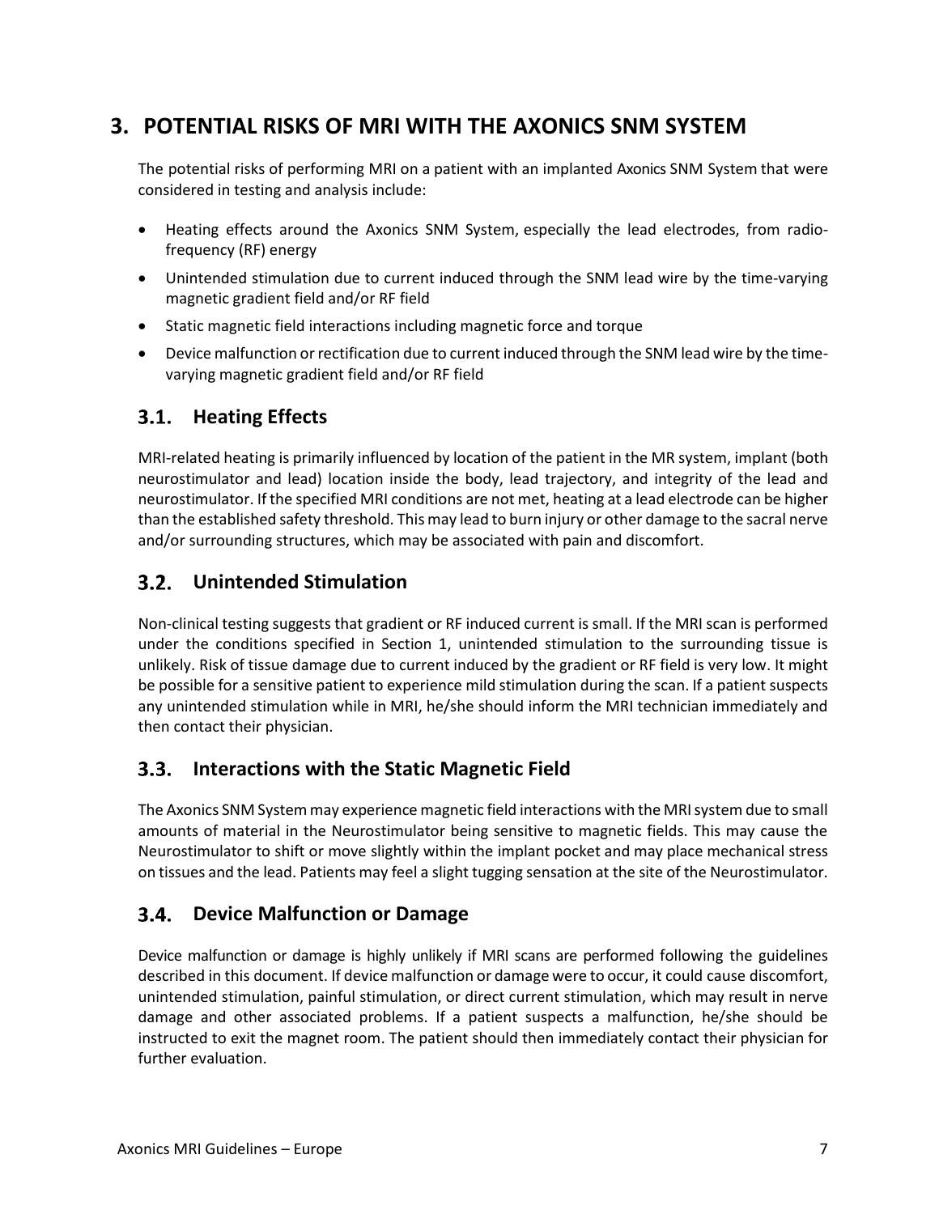# 3. POTENTIAL RISKS OF MRI WITH THE AXONICS SNM SYSTEM

The potential risks of performing MRI on a patient with an implanted Axonics SNM System that were considered in testing and analysis include:

- Heating effects around the Axonics SNM System, especially the lead electrodes, from radio-frequency (RF) energy
- Unintended stimulation due to current induced through the SNM lead wire by the time-varying magnetic gradient field and/or RF field
- Static magnetic field interactions including magnetic force and torque
- Device malfunction or rectification due to current induced through the SNM lead wire by the time-varying magnetic gradient field and/or RF field

## 3.1. Heating Effects

MRI-related heating is primarily influenced by location of the patient in the MR system, implant (both neurostimulator and lead) location inside the body, lead trajectory, and integrity of the lead and neurostimulator. If the specified MRI conditions are not met, heating at a lead electrode can be higher than the established safety threshold. This may lead to burn injury or other damage to the sacral nerve and/or surrounding structures, which may be associated with pain and discomfort.

## 3.2. Unintended Stimulation

Non-clinical testing suggests that gradient or RF induced current is small. If the MRI scan is performed under the conditions specified in Section 1, unintended stimulation to the surrounding tissue is unlikely. Risk of tissue damage due to current induced by the gradient or RF field is very low. It might be possible for a sensitive patient to experience mild stimulation during the scan. If a patient suspects any unintended stimulation while in MRI, he/she should inform the MRI technician immediately and then contact their physician.

## 3.3. Interactions with the Static Magnetic Field

The Axonics SNM System may experience magnetic field interactions with the MRI system due to small amounts of material in the Neurostimulator being sensitive to magnetic fields. This may cause the Neurostimulator to shift or move slightly within the implant pocket and may place mechanical stress on tissues and the lead. Patients may feel a slight tugging sensation at the site of the Neurostimulator.

## 3.4. Device Malfunction or Damage

Device malfunction or damage is highly unlikely if MRI scans are performed following the guidelines described in this document. If device malfunction or damage were to occur, it could cause discomfort, unintended stimulation, painful stimulation, or direct current stimulation, which may result in nerve damage and other associated problems. If a patient suspects a malfunction, he/she should be instructed to exit the magnet room. The patient should then immediately contact their physician for further evaluation.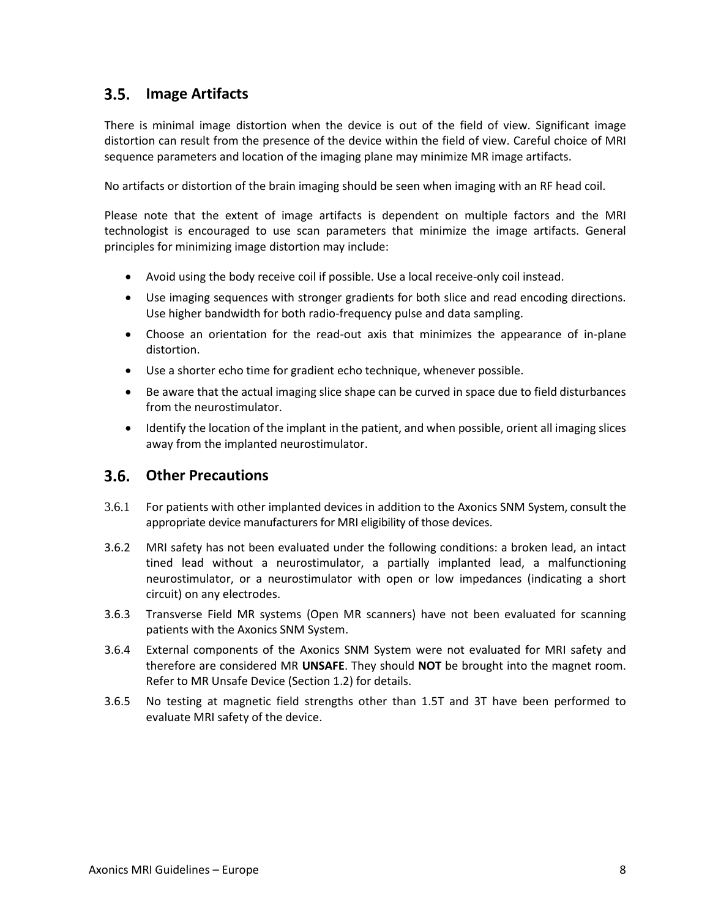## 3.5. Image Artifacts

There is minimal image distortion when the device is out of the field of view. Significant image distortion can result from the presence of the device within the field of view. Careful choice of MRI sequence parameters and location of the imaging plane may minimize MR image artifacts.

No artifacts or distortion of the brain imaging should be seen when imaging with an RF head coil.

Please note that the extent of image artifacts is dependent on multiple factors and the MRI technologist is encouraged to use scan parameters that minimize the image artifacts. General principles for minimizing image distortion may include:

- Avoid using the body receive coil if possible. Use a local receive-only coil instead.
- Use imaging sequences with stronger gradients for both slice and read encoding directions. Use higher bandwidth for both radio-frequency pulse and data sampling.
- Choose an orientation for the read-out axis that minimizes the appearance of in-plane distortion.
- Use a shorter echo time for gradient echo technique, whenever possible.
- Be aware that the actual imaging slice shape can be curved in space due to field disturbances from the neurostimulator.
- Identify the location of the implant in the patient, and when possible, orient all imaging slices away from the implanted neurostimulator.

## 3.6. Other Precautions

3.6.1 For patients with other implanted devices in addition to the Axonics SNM System, consult the appropriate device manufacturers for MRI eligibility of those devices.

3.6.2 MRI safety has not been evaluated under the following conditions: a broken lead, an intact tined lead without a neurostimulator, a partially implanted lead, a malfunctioning neurostimulator, or a neurostimulator with open or low impedances (indicating a short circuit) on any electrodes.

3.6.3 Transverse Field MR systems (Open MR scanners) have not been evaluated for scanning patients with the Axonics SNM System.

3.6.4 External components of the Axonics SNM System were not evaluated for MRI safety and therefore are considered MR **UNSAFE**. They should **NOT** be brought into the magnet room. Refer to MR Unsafe Device (Section 1.2) for details.

3.6.5 No testing at magnetic field strengths other than 1.5T and 3T have been performed to evaluate MRI safety of the device.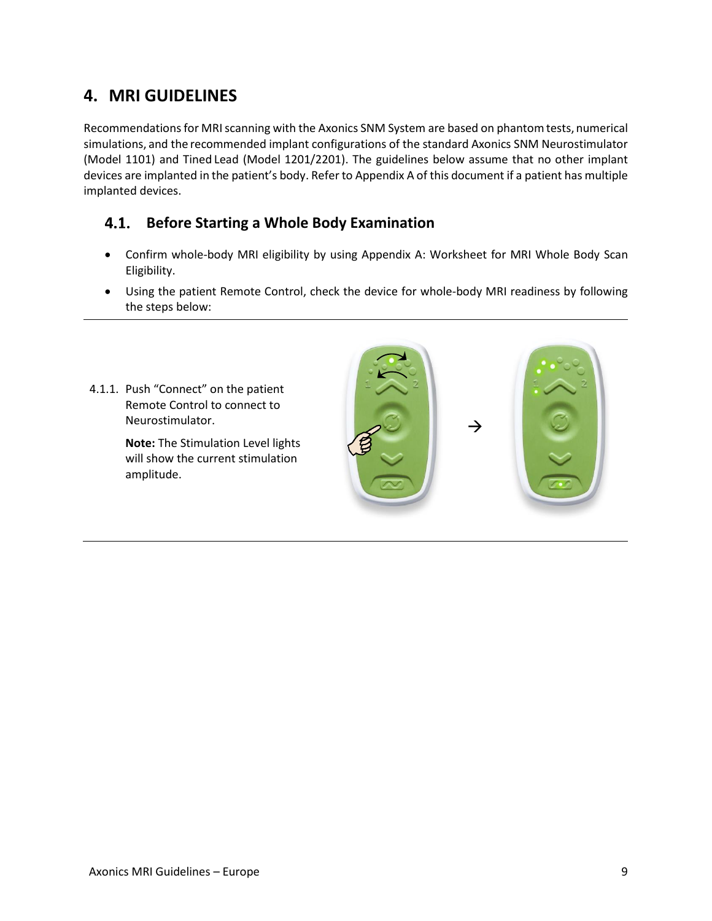# 4. MRI GUIDELINES

Recommendations for MRI scanning with the Axonics SNM System are based on phantom tests, numerical simulations, and the recommended implant configurations of the standard Axonics SNM Neurostimulator (Model 1101) and Tined Lead (Model 1201/2201). The guidelines below assume that no other implant devices are implanted in the patient's body. Refer to Appendix A of this document if a patient has multiple implanted devices.

## 4.1. Before Starting a Whole Body Examination

- Confirm whole-body MRI eligibility by using Appendix A: Worksheet for MRI Whole Body Scan Eligibility.
- Using the patient Remote Control, check the device for whole-body MRI readiness by following the steps below:

4.1.1. Push "Connect" on the patient Remote Control to connect to Neurostimulator.

**Note:** The Stimulation Level lights will show the current stimulation amplitude.

→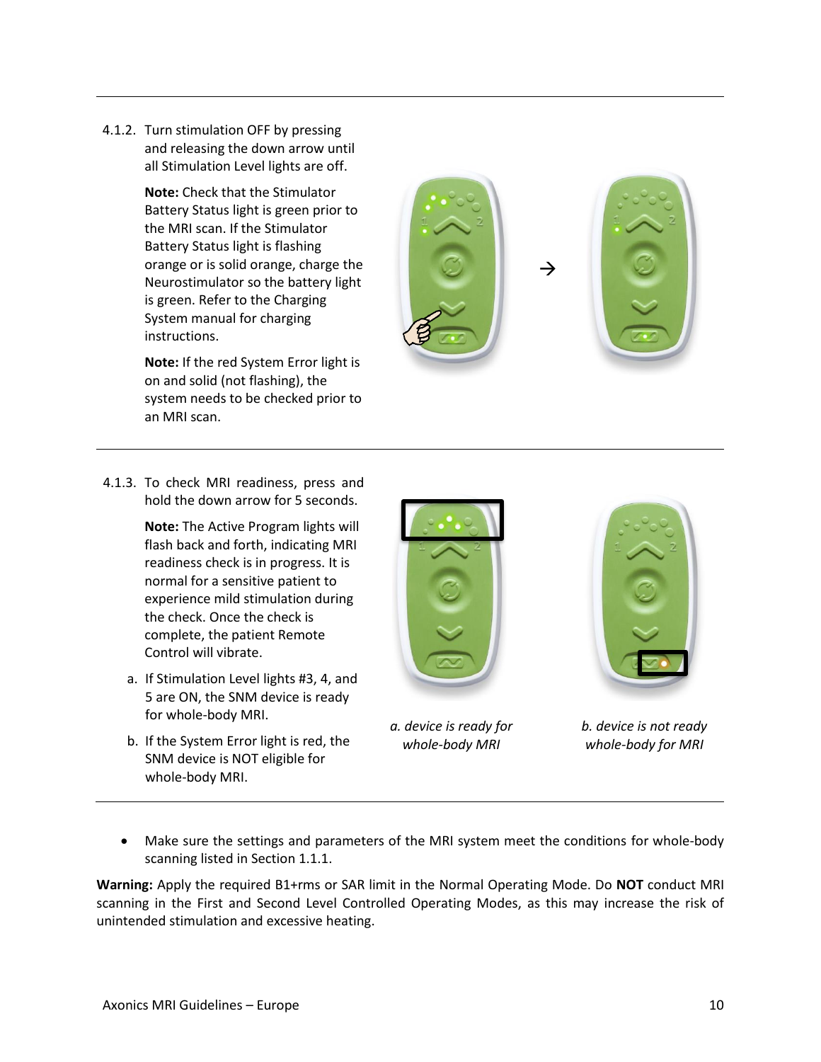4.1.2. Turn stimulation OFF by pressing and releasing the down arrow until all Stimulation Level lights are off.

**Note:** Check that the Stimulator Battery Status light is green prior to the MRI scan. If the Stimulator Battery Status light is flashing orange or is solid orange, charge the Neurostimulator so the battery light is green. Refer to the Charging System manual for charging instructions.

**Note:** If the red System Error light is on and solid (not flashing), the system needs to be checked prior to an MRI scan.

4.1.3. To check MRI readiness, press and hold the down arrow for 5 seconds.

**Note:** The Active Program lights will flash back and forth, indicating MRI readiness check is in progress. It is normal for a sensitive patient to experience mild stimulation during the check. Once the check is complete, the patient Remote Control will vibrate.

a. If Stimulation Level lights #3, 4, and 5 are ON, the SNM device is ready for whole-body MRI.

b. If the System Error light is red, the SNM device is NOT eligible for whole-body MRI.

*a. device is ready for whole-body MRI*

*b. device is not ready whole-body for MRI*

- Make sure the settings and parameters of the MRI system meet the conditions for whole-body scanning listed in Section 1.1.1.

**Warning:** Apply the required B1+rms or SAR limit in the Normal Operating Mode. Do **NOT** conduct MRI scanning in the First and Second Level Controlled Operating Modes, as this may increase the risk of unintended stimulation and excessive heating.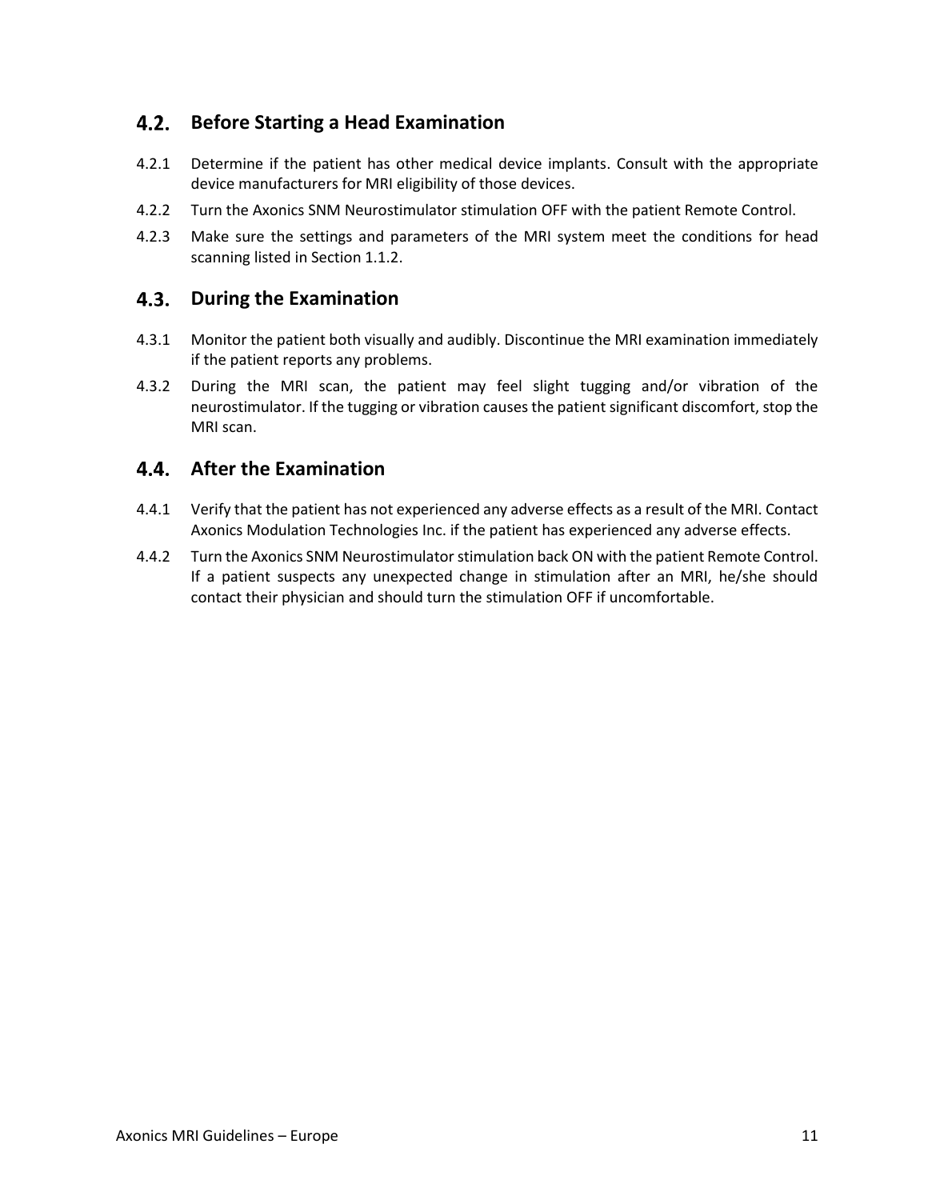## 4.2. Before Starting a Head Examination

4.2.1 Determine if the patient has other medical device implants. Consult with the appropriate device manufacturers for MRI eligibility of those devices.

4.2.2 Turn the Axonics SNM Neurostimulator stimulation OFF with the patient Remote Control.

4.2.3 Make sure the settings and parameters of the MRI system meet the conditions for head scanning listed in Section 1.1.2.

## 4.3. During the Examination

4.3.1 Monitor the patient both visually and audibly. Discontinue the MRI examination immediately if the patient reports any problems.

4.3.2 During the MRI scan, the patient may feel slight tugging and/or vibration of the neurostimulator. If the tugging or vibration causes the patient significant discomfort, stop the MRI scan.

## 4.4. After the Examination

4.4.1 Verify that the patient has not experienced any adverse effects as a result of the MRI. Contact Axonics Modulation Technologies Inc. if the patient has experienced any adverse effects.

4.4.2 Turn the Axonics SNM Neurostimulator stimulation back ON with the patient Remote Control. If a patient suspects any unexpected change in stimulation after an MRI, he/she should contact their physician and should turn the stimulation OFF if uncomfortable.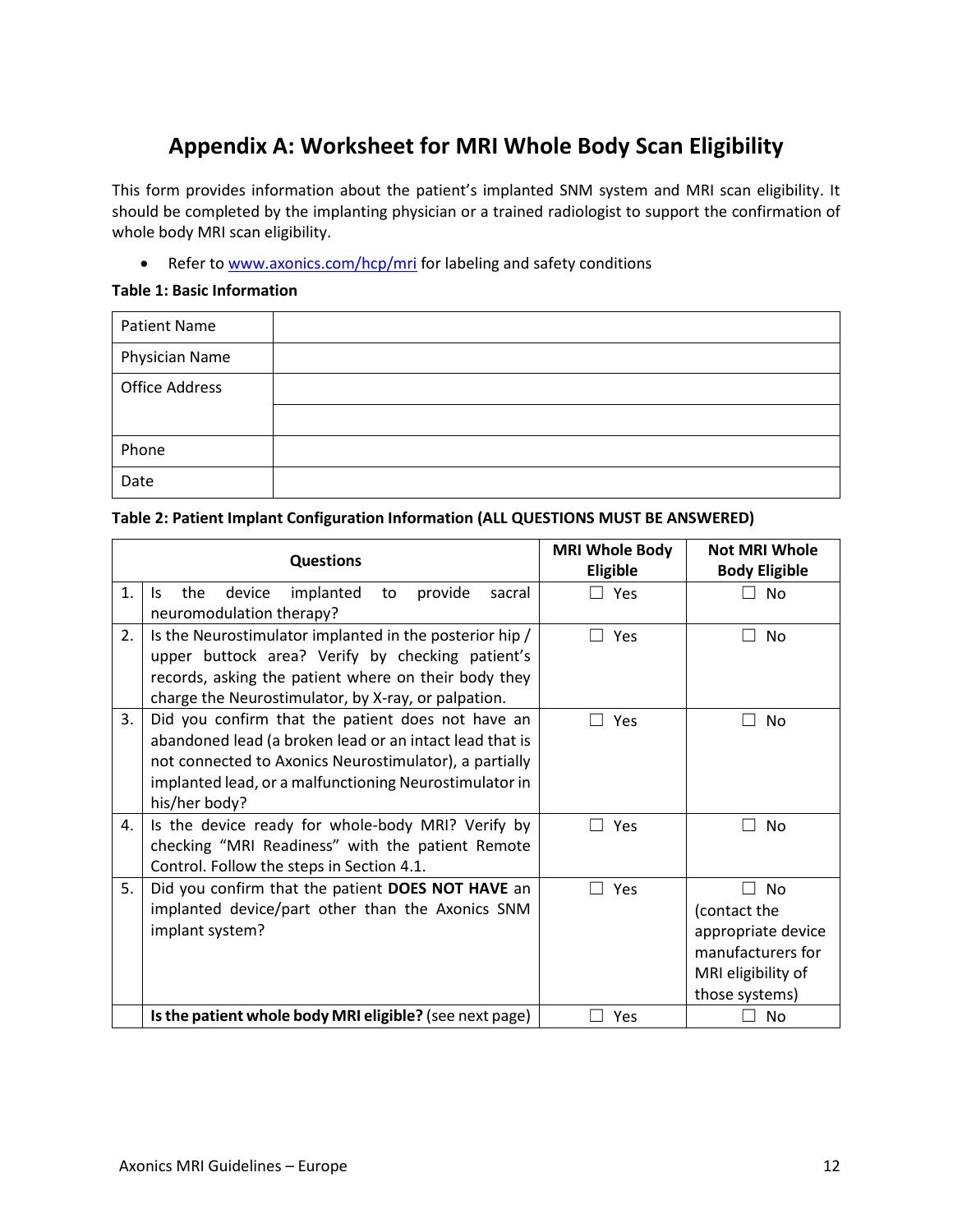# Appendix A: Worksheet for MRI Whole Body Scan Eligibility

This form provides information about the patient's implanted SNM system and MRI scan eligibility. It should be completed by the implanting physician or a trained radiologist to support the confirmation of whole body MRI scan eligibility.

- Refer to www.axonics.com/hcp/mri for labeling and safety conditions

**Table 1: Basic Information**

| | |
|---|---|
| Patient Name | |
| Physician Name | |
| Office Address | |
| | |
| Phone | |
| Date | |

**Table 2: Patient Implant Configuration Information (ALL QUESTIONS MUST BE ANSWERED)**

| | Questions | MRI Whole Body Eligible | Not MRI Whole Body Eligible |
|---|---|---|---|
| 1. | Is the device implanted to provide sacral neuromodulation therapy? | ☐ Yes | ☐ No |
| 2. | Is the Neurostimulator implanted in the posterior hip / upper buttock area? Verify by checking patient's records, asking the patient where on their body they charge the Neurostimulator, by X-ray, or palpation. | ☐ Yes | ☐ No |
| 3. | Did you confirm that the patient does not have an abandoned lead (a broken lead or an intact lead that is not connected to Axonics Neurostimulator), a partially implanted lead, or a malfunctioning Neurostimulator in his/her body? | ☐ Yes | ☐ No |
| 4. | Is the device ready for whole-body MRI? Verify by checking "MRI Readiness" with the patient Remote Control. Follow the steps in Section 4.1. | ☐ Yes | ☐ No |
| 5. | Did you confirm that the patient **DOES NOT HAVE** an implanted device/part other than the Axonics SNM implant system? | ☐ Yes | ☐ No (contact the appropriate device manufacturers for MRI eligibility of those systems) |
| | **Is the patient whole body MRI eligible?** (see next page) | ☐ Yes | ☐ No |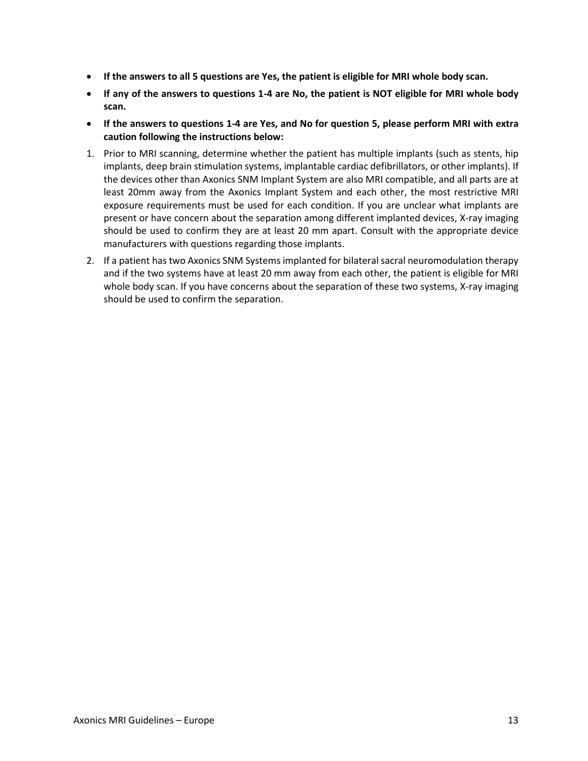- **If the answers to all 5 questions are Yes, the patient is eligible for MRI whole body scan.**
- **If any of the answers to questions 1-4 are No, the patient is NOT eligible for MRI whole body scan.**
- **If the answers to questions 1-4 are Yes, and No for question 5, please perform MRI with extra caution following the instructions below:**

1. Prior to MRI scanning, determine whether the patient has multiple implants (such as stents, hip implants, deep brain stimulation systems, implantable cardiac defibrillators, or other implants). If the devices other than Axonics SNM Implant System are also MRI compatible, and all parts are at least 20mm away from the Axonics Implant System and each other, the most restrictive MRI exposure requirements must be used for each condition. If you are unclear what implants are present or have concern about the separation among different implanted devices, X-ray imaging should be used to confirm they are at least 20 mm apart. Consult with the appropriate device manufacturers with questions regarding those implants.
2. If a patient has two Axonics SNM Systems implanted for bilateral sacral neuromodulation therapy and if the two systems have at least 20 mm away from each other, the patient is eligible for MRI whole body scan. If you have concerns about the separation of these two systems, X-ray imaging should be used to confirm the separation.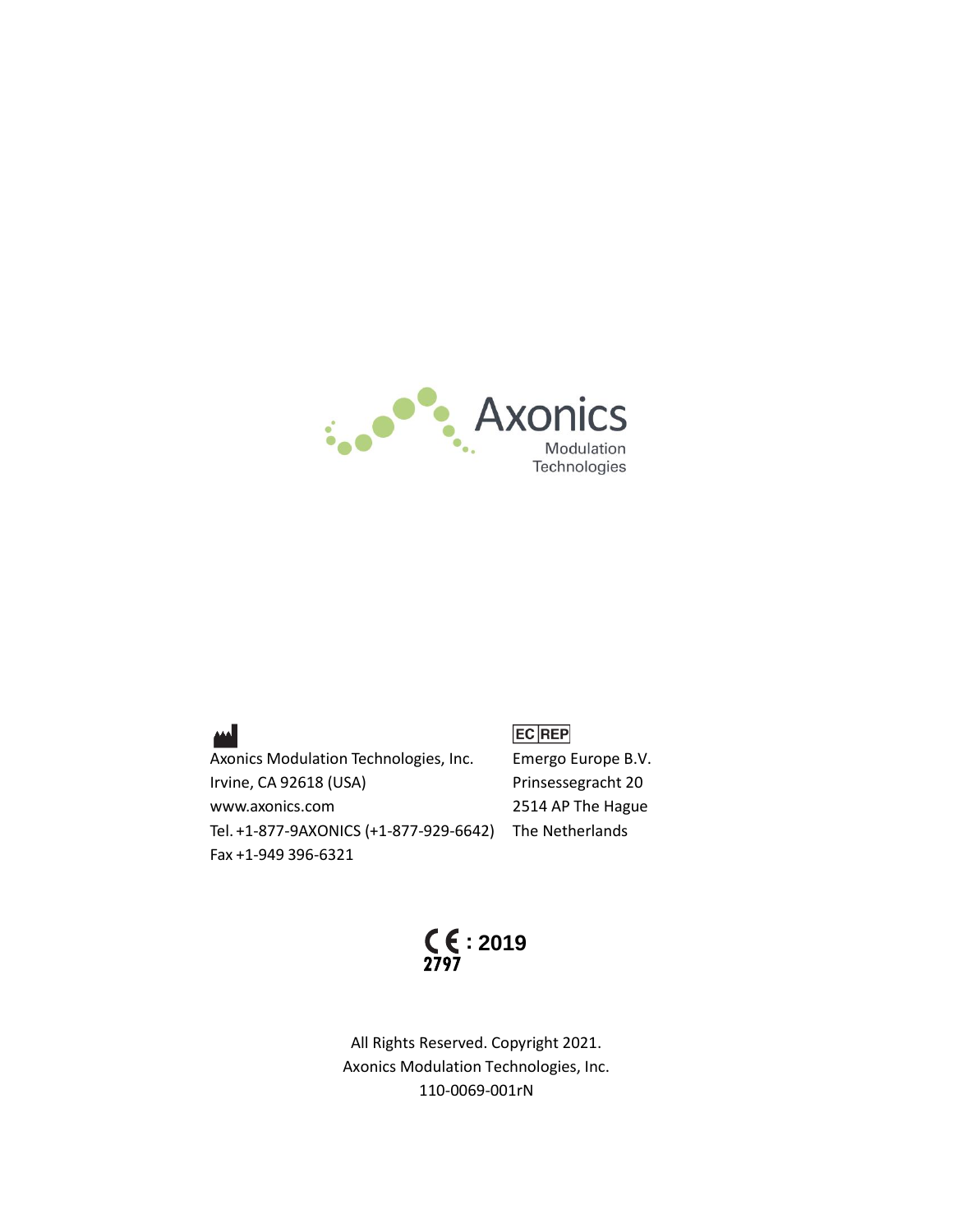Axonics
Modulation
Technologies

Axonics Modulation Technologies, Inc.
Irvine, CA 92618 (USA)
www.axonics.com
Tel. +1-877-9AXONICS (+1-877-929-6642)
Fax +1-949 396-6321

EC REP
Emergo Europe B.V.
Prinsessegracht 20
2514 AP The Hague
The Netherlands

CE 2797 : 2019

All Rights Reserved. Copyright 2021.
Axonics Modulation Technologies, Inc.
110-0069-001rN